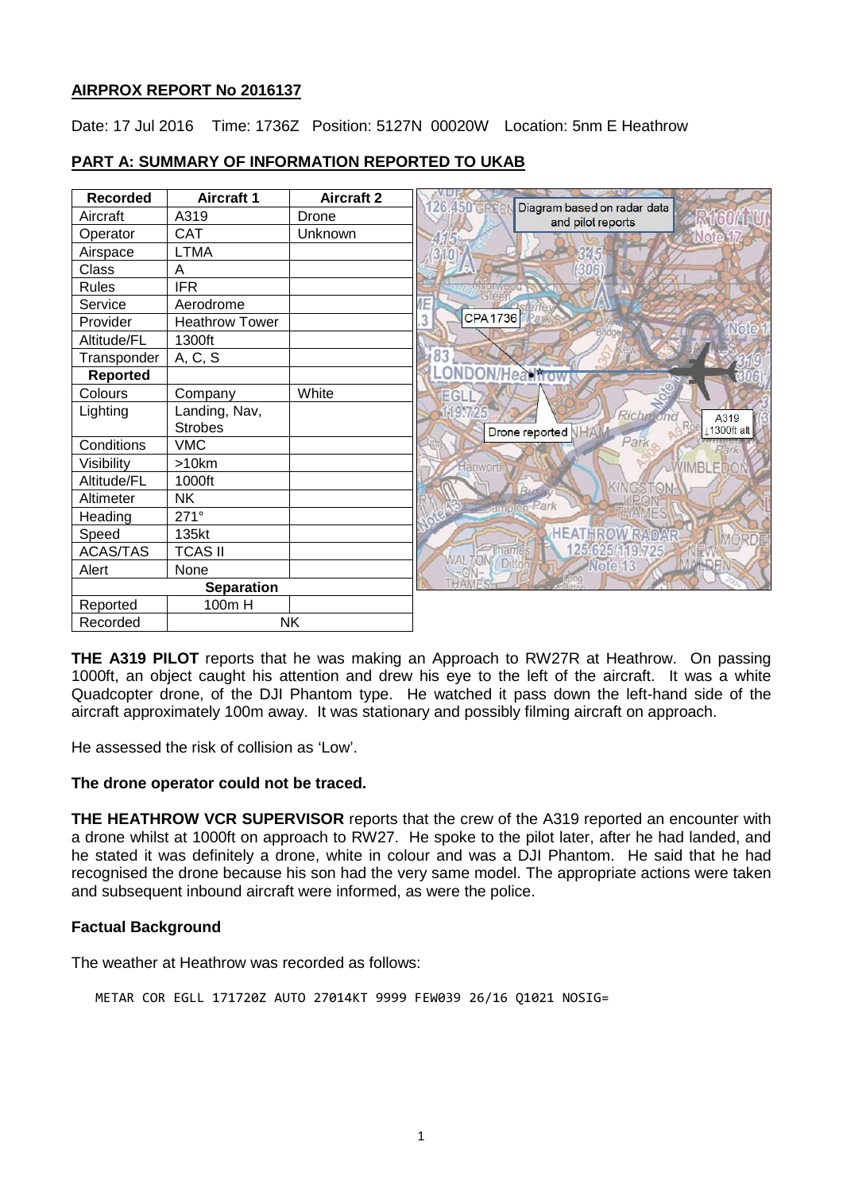**AIRPROX REPORT No 2016137**

Date: 17 Jul 2016 Time: 1736Z Position: 5127N 00020W Location: 5nm E Heathrow

**PART A: SUMMARY OF INFORMATION REPORTED TO UKAB**

| Recorded | Aircraft 1 | Aircraft 2 |
|---|---|---|
| Aircraft | A319 | Drone |
| Operator | CAT | Unknown |
| Airspace | LTMA | |
| Class | A | |
| Rules | IFR | |
| Service | Aerodrome | |
| Provider | Heathrow Tower | |
| Altitude/FL | 1300ft | |
| Transponder | A, C, S | |
| **Reported** | | |
| Colours | Company | White |
| Lighting | Landing, Nav, Strobes | |
| Conditions | VMC | |
| Visibility | >10km | |
| Altitude/FL | 1000ft | |
| Altimeter | NK | |
| Heading | 271° | |
| Speed | 135kt | |
| ACAS/TAS | TCAS II | |
| Alert | None | |
| **Separation** | | |
| Reported | 100m H | |
| Recorded | NK | |

Diagram based on radar data and pilot reports

CPA 1736

Drone reported

A319
↓1300ft alt

**THE A319 PILOT** reports that he was making an Approach to RW27R at Heathrow. On passing 1000ft, an object caught his attention and drew his eye to the left of the aircraft. It was a white Quadcopter drone, of the DJI Phantom type. He watched it pass down the left-hand side of the aircraft approximately 100m away. It was stationary and possibly filming aircraft on approach.

He assessed the risk of collision as 'Low'.

**The drone operator could not be traced.**

**THE HEATHROW VCR SUPERVISOR** reports that the crew of the A319 reported an encounter with a drone whilst at 1000ft on approach to RW27. He spoke to the pilot later, after he had landed, and he stated it was definitely a drone, white in colour and was a DJI Phantom. He said that he had recognised the drone because his son had the very same model. The appropriate actions were taken and subsequent inbound aircraft were informed, as were the police.

**Factual Background**

The weather at Heathrow was recorded as follows:

```
METAR COR EGLL 171720Z AUTO 27014KT 9999 FEW039 26/16 Q1021 NOSIG=
```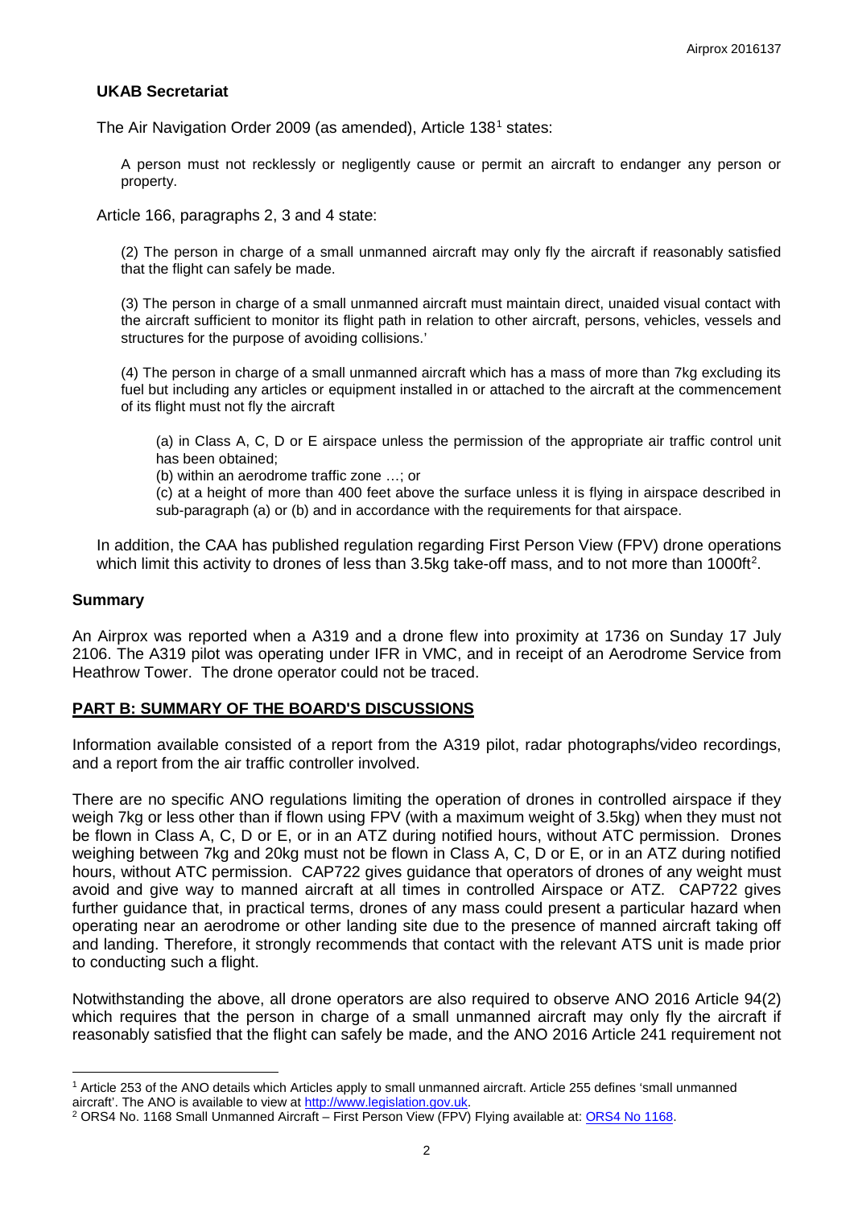## UKAB Secretariat

The Air Navigation Order 2009 (as amended), Article 138[1] states:

> A person must not recklessly or negligently cause or permit an aircraft to endanger any person or property.

Article 166, paragraphs 2, 3 and 4 state:

> (2) The person in charge of a small unmanned aircraft may only fly the aircraft if reasonably satisfied that the flight can safely be made.
>
> (3) The person in charge of a small unmanned aircraft must maintain direct, unaided visual contact with the aircraft sufficient to monitor its flight path in relation to other aircraft, persons, vehicles, vessels and structures for the purpose of avoiding collisions.'
>
> (4) The person in charge of a small unmanned aircraft which has a mass of more than 7kg excluding its fuel but including any articles or equipment installed in or attached to the aircraft at the commencement of its flight must not fly the aircraft
>
> > (a) in Class A, C, D or E airspace unless the permission of the appropriate air traffic control unit has been obtained;
> >
> > (b) within an aerodrome traffic zone …; or
> >
> > (c) at a height of more than 400 feet above the surface unless it is flying in airspace described in sub-paragraph (a) or (b) and in accordance with the requirements for that airspace.

In addition, the CAA has published regulation regarding First Person View (FPV) drone operations which limit this activity to drones of less than 3.5kg take-off mass, and to not more than 1000ft[2].

## Summary

An Airprox was reported when a A319 and a drone flew into proximity at 1736 on Sunday 17 July 2106. The A319 pilot was operating under IFR in VMC, and in receipt of an Aerodrome Service from Heathrow Tower. The drone operator could not be traced.

## PART B: SUMMARY OF THE BOARD'S DISCUSSIONS

Information available consisted of a report from the A319 pilot, radar photographs/video recordings, and a report from the air traffic controller involved.

There are no specific ANO regulations limiting the operation of drones in controlled airspace if they weigh 7kg or less other than if flown using FPV (with a maximum weight of 3.5kg) when they must not be flown in Class A, C, D or E, or in an ATZ during notified hours, without ATC permission. Drones weighing between 7kg and 20kg must not be flown in Class A, C, D or E, or in an ATZ during notified hours, without ATC permission. CAP722 gives guidance that operators of drones of any weight must avoid and give way to manned aircraft at all times in controlled Airspace or ATZ. CAP722 gives further guidance that, in practical terms, drones of any mass could present a particular hazard when operating near an aerodrome or other landing site due to the presence of manned aircraft taking off and landing. Therefore, it strongly recommends that contact with the relevant ATS unit is made prior to conducting such a flight.

Notwithstanding the above, all drone operators are also required to observe ANO 2016 Article 94(2) which requires that the person in charge of a small unmanned aircraft may only fly the aircraft if reasonably satisfied that the flight can safely be made, and the ANO 2016 Article 241 requirement not

---

[1] Article 253 of the ANO details which Articles apply to small unmanned aircraft. Article 255 defines 'small unmanned aircraft'. The ANO is available to view at http://www.legislation.gov.uk.

[2] ORS4 No. 1168 Small Unmanned Aircraft – First Person View (FPV) Flying available at: ORS4 No 1168.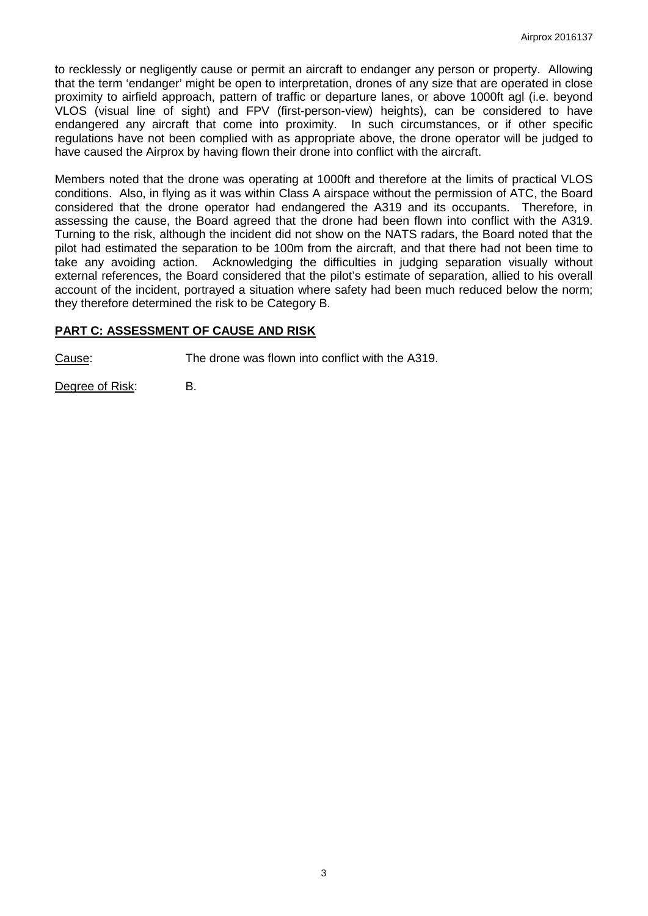to recklessly or negligently cause or permit an aircraft to endanger any person or property. Allowing that the term 'endanger' might be open to interpretation, drones of any size that are operated in close proximity to airfield approach, pattern of traffic or departure lanes, or above 1000ft agl (i.e. beyond VLOS (visual line of sight) and FPV (first-person-view) heights), can be considered to have endangered any aircraft that come into proximity. In such circumstances, or if other specific regulations have not been complied with as appropriate above, the drone operator will be judged to have caused the Airprox by having flown their drone into conflict with the aircraft.

Members noted that the drone was operating at 1000ft and therefore at the limits of practical VLOS conditions. Also, in flying as it was within Class A airspace without the permission of ATC, the Board considered that the drone operator had endangered the A319 and its occupants. Therefore, in assessing the cause, the Board agreed that the drone had been flown into conflict with the A319. Turning to the risk, although the incident did not show on the NATS radars, the Board noted that the pilot had estimated the separation to be 100m from the aircraft, and that there had not been time to take any avoiding action. Acknowledging the difficulties in judging separation visually without external references, the Board considered that the pilot's estimate of separation, allied to his overall account of the incident, portrayed a situation where safety had been much reduced below the norm; they therefore determined the risk to be Category B.

## PART C: ASSESSMENT OF CAUSE AND RISK

Cause: The drone was flown into conflict with the A319.

Degree of Risk: B.